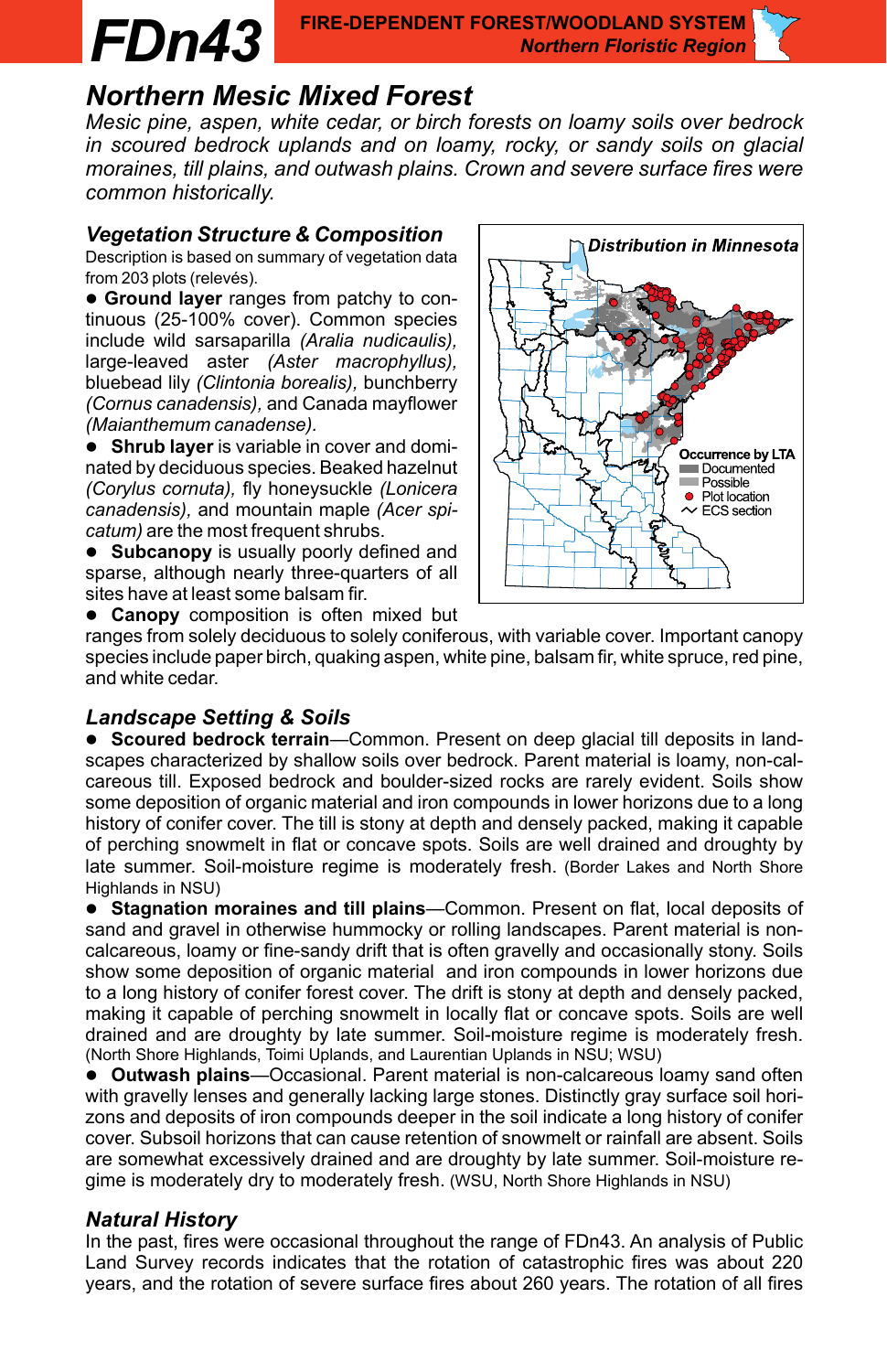# FDn43

**FIRE-DEPENDENT FOREST/WOODLAND SYSTEM**
***Northern Floristic Region***

## Northern Mesic Mixed Forest

*Mesic pine, aspen, white cedar, or birch forests on loamy soils over bedrock in scoured bedrock uplands and on loamy, rocky, or sandy soils on glacial moraines, till plains, and outwash plains. Crown and severe surface fires were common historically.*

### Vegetation Structure & Composition

Description is based on summary of vegetation data from 203 plots (relevés).

- **Ground layer** ranges from patchy to continuous (25-100% cover). Common species include wild sarsaparilla *(Aralia nudicaulis)*, large-leaved aster *(Aster macrophyllus)*, bluebead lily *(Clintonia borealis)*, bunchberry *(Cornus canadensis)*, and Canada mayflower *(Maianthemum canadense)*.
- **Shrub layer** is variable in cover and dominated by deciduous species. Beaked hazelnut *(Corylus cornuta)*, fly honeysuckle *(Lonicera canadensis)*, and mountain maple *(Acer spicatum)* are the most frequent shrubs.
- **Subcanopy** is usually poorly defined and sparse, although nearly three-quarters of all sites have at least some balsam fir.
- **Canopy** composition is often mixed but ranges from solely deciduous to solely coniferous, with variable cover. Important canopy species include paper birch, quaking aspen, white pine, balsam fir, white spruce, red pine, and white cedar.

**Distribution in Minnesota**

Occurrence by LTA: Documented; Possible; Plot location; ECS section

### Landscape Setting & Soils

- **Scoured bedrock terrain**—Common. Present on deep glacial till deposits in landscapes characterized by shallow soils over bedrock. Parent material is loamy, non-calcareous till. Exposed bedrock and boulder-sized rocks are rarely evident. Soils show some deposition of organic material and iron compounds in lower horizons due to a long history of conifer cover. The till is stony at depth and densely packed, making it capable of perching snowmelt in flat or concave spots. Soils are well drained and droughty by late summer. Soil-moisture regime is moderately fresh. (Border Lakes and North Shore Highlands in NSU)
- **Stagnation moraines and till plains**—Common. Present on flat, local deposits of sand and gravel in otherwise hummocky or rolling landscapes. Parent material is non-calcareous, loamy or fine-sandy drift that is often gravelly and occasionally stony. Soils show some deposition of organic material and iron compounds in lower horizons due to a long history of conifer forest cover. The drift is stony at depth and densely packed, making it capable of perching snowmelt in locally flat or concave spots. Soils are well drained and are droughty by late summer. Soil-moisture regime is moderately fresh. (North Shore Highlands, Toimi Uplands, and Laurentian Uplands in NSU; WSU)
- **Outwash plains**—Occasional. Parent material is non-calcareous loamy sand often with gravelly lenses and generally lacking large stones. Distinctly gray surface soil horizons and deposits of iron compounds deeper in the soil indicate a long history of conifer cover. Subsoil horizons that can cause retention of snowmelt or rainfall are absent. Soils are somewhat excessively drained and are droughty by late summer. Soil-moisture regime is moderately dry to moderately fresh. (WSU, North Shore Highlands in NSU)

### Natural History

In the past, fires were occasional throughout the range of FDn43. An analysis of Public Land Survey records indicates that the rotation of catastrophic fires was about 220 years, and the rotation of severe surface fires about 260 years. The rotation of all fires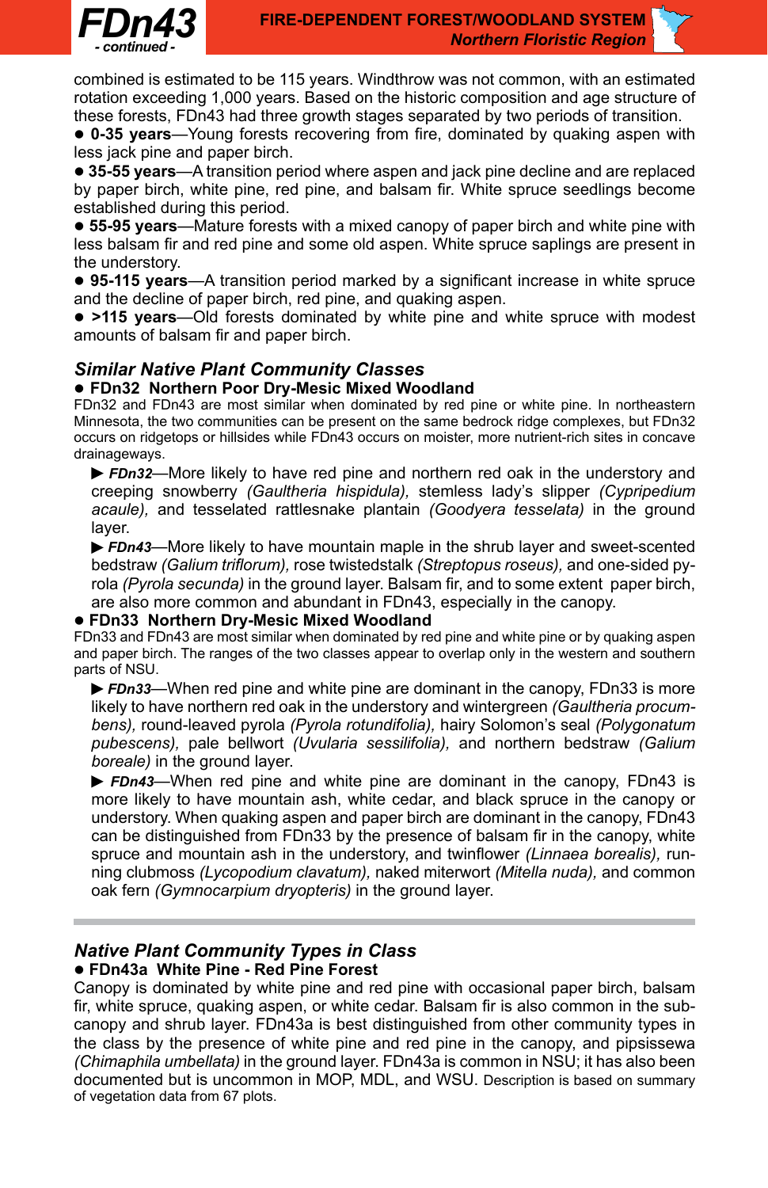combined is estimated to be 115 years. Windthrow was not common, with an estimated rotation exceeding 1,000 years. Based on the historic composition and age structure of these forests, FDn43 had three growth stages separated by two periods of transition.

- **0-35 years**—Young forests recovering from fire, dominated by quaking aspen with less jack pine and paper birch.
- **35-55 years**—A transition period where aspen and jack pine decline and are replaced by paper birch, white pine, red pine, and balsam fir. White spruce seedlings become established during this period.
- **55-95 years**—Mature forests with a mixed canopy of paper birch and white pine with less balsam fir and red pine and some old aspen. White spruce saplings are present in the understory.
- **95-115 years**—A transition period marked by a significant increase in white spruce and the decline of paper birch, red pine, and quaking aspen.
- **>115 years**—Old forests dominated by white pine and white spruce with modest amounts of balsam fir and paper birch.

## *Similar Native Plant Community Classes*

### FDn32 Northern Poor Dry-Mesic Mixed Woodland

FDn32 and FDn43 are most similar when dominated by red pine or white pine. In northeastern Minnesota, the two communities can be present on the same bedrock ridge complexes, but FDn32 occurs on ridgetops or hillsides while FDn43 occurs on moister, more nutrient-rich sites in concave drainageways.

- ▶ ***FDn32***—More likely to have red pine and northern red oak in the understory and creeping snowberry *(Gaultheria hispidula),* stemless lady's slipper *(Cypripedium acaule),* and tesselated rattlesnake plantain *(Goodyera tesselata)* in the ground layer.
- ▶ ***FDn43***—More likely to have mountain maple in the shrub layer and sweet-scented bedstraw *(Galium triflorum),* rose twistedstalk *(Streptopus roseus),* and one-sided pyrola *(Pyrola secunda)* in the ground layer. Balsam fir, and to some extent paper birch, are also more common and abundant in FDn43, especially in the canopy.

### FDn33 Northern Dry-Mesic Mixed Woodland

FDn33 and FDn43 are most similar when dominated by red pine and white pine or by quaking aspen and paper birch. The ranges of the two classes appear to overlap only in the western and southern parts of NSU.

- ▶ ***FDn33***—When red pine and white pine are dominant in the canopy, FDn33 is more likely to have northern red oak in the understory and wintergreen *(Gaultheria procumbens),* round-leaved pyrola *(Pyrola rotundifolia),* hairy Solomon's seal *(Polygonatum pubescens),* pale bellwort *(Uvularia sessilifolia),* and northern bedstraw *(Galium boreale)* in the ground layer.
- ▶ ***FDn43***—When red pine and white pine are dominant in the canopy, FDn43 is more likely to have mountain ash, white cedar, and black spruce in the canopy or understory. When quaking aspen and paper birch are dominant in the canopy, FDn43 can be distinguished from FDn33 by the presence of balsam fir in the canopy, white spruce and mountain ash in the understory, and twinflower *(Linnaea borealis),* running clubmoss *(Lycopodium clavatum),* naked miterwort *(Mitella nuda),* and common oak fern *(Gymnocarpium dryopteris)* in the ground layer.

---

## *Native Plant Community Types in Class*

### FDn43a White Pine - Red Pine Forest

Canopy is dominated by white pine and red pine with occasional paper birch, balsam fir, white spruce, quaking aspen, or white cedar. Balsam fir is also common in the subcanopy and shrub layer. FDn43a is best distinguished from other community types in the class by the presence of white pine and red pine in the canopy, and pipsissewa *(Chimaphila umbellata)* in the ground layer. FDn43a is common in NSU; it has also been documented but is uncommon in MOP, MDL, and WSU. Description is based on summary of vegetation data from 67 plots.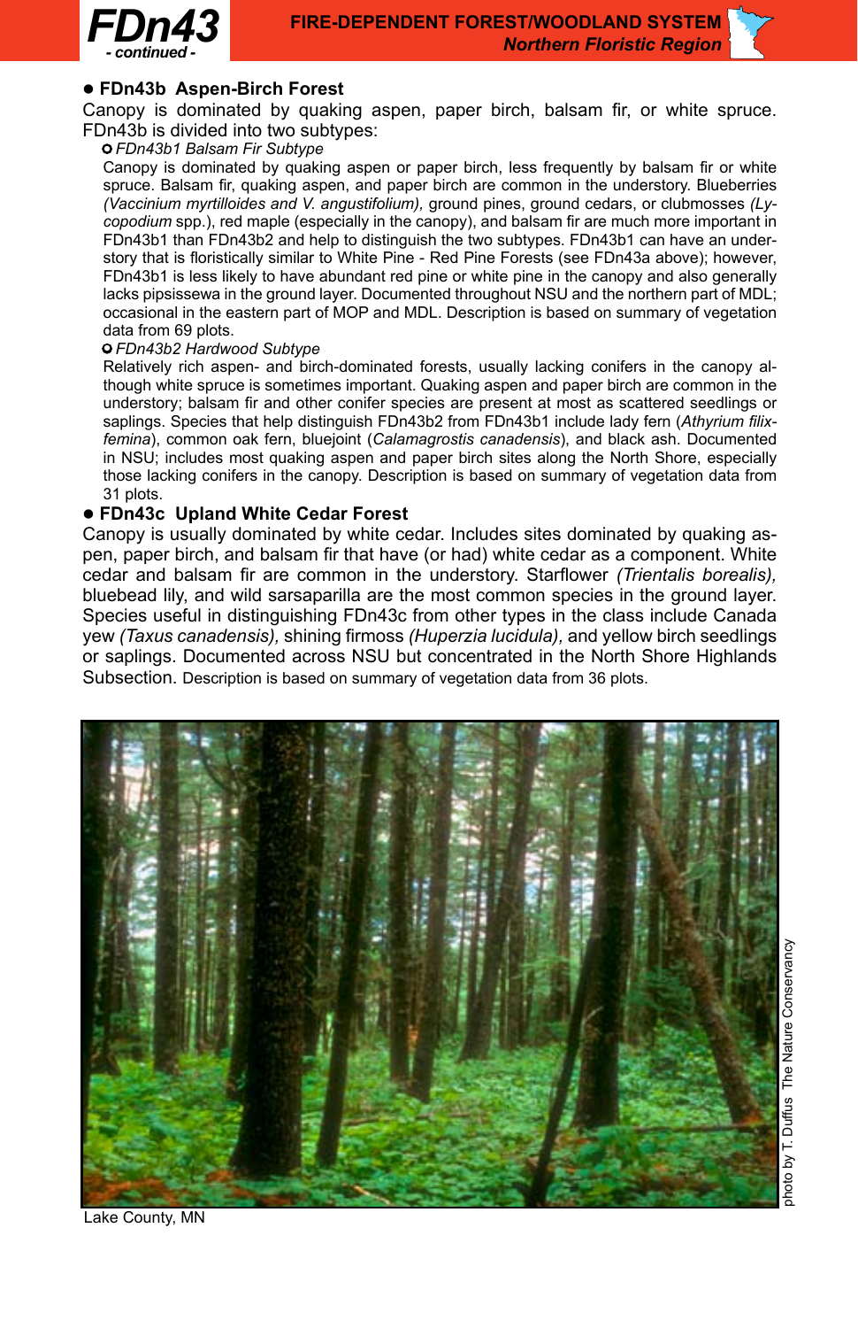## FDn43b Aspen-Birch Forest

Canopy is dominated by quaking aspen, paper birch, balsam fir, or white spruce. FDn43b is divided into two subtypes:

### *FDn43b1 Balsam Fir Subtype*

Canopy is dominated by quaking aspen or paper birch, less frequently by balsam fir or white spruce. Balsam fir, quaking aspen, and paper birch are common in the understory. Blueberries *(Vaccinium myrtilloides and V. angustifolium),* ground pines, ground cedars, or clubmosses *(Lycopodium* spp.), red maple (especially in the canopy), and balsam fir are much more important in FDn43b1 than FDn43b2 and help to distinguish the two subtypes. FDn43b1 can have an understory that is floristically similar to White Pine - Red Pine Forests (see FDn43a above); however, FDn43b1 is less likely to have abundant red pine or white pine in the canopy and also generally lacks pipsissewa in the ground layer. Documented throughout NSU and the northern part of MDL; occasional in the eastern part of MOP and MDL. Description is based on summary of vegetation data from 69 plots.

### *FDn43b2 Hardwood Subtype*

Relatively rich aspen- and birch-dominated forests, usually lacking conifers in the canopy although white spruce is sometimes important. Quaking aspen and paper birch are common in the understory; balsam fir and other conifer species are present at most as scattered seedlings or saplings. Species that help distinguish FDn43b2 from FDn43b1 include lady fern (*Athyrium filix-femina*), common oak fern, bluejoint (*Calamagrostis canadensis*), and black ash. Documented in NSU; includes most quaking aspen and paper birch sites along the North Shore, especially those lacking conifers in the canopy. Description is based on summary of vegetation data from 31 plots.

## FDn43c Upland White Cedar Forest

Canopy is usually dominated by white cedar. Includes sites dominated by quaking aspen, paper birch, and balsam fir that have (or had) white cedar as a component. White cedar and balsam fir are common in the understory. Starflower *(Trientalis borealis),* bluebead lily, and wild sarsaparilla are the most common species in the ground layer. Species useful in distinguishing FDn43c from other types in the class include Canada yew *(Taxus canadensis),* shining firmoss *(Huperzia lucidula),* and yellow birch seedlings or saplings. Documented across NSU but concentrated in the North Shore Highlands Subsection. Description is based on summary of vegetation data from 36 plots.

Lake County, MN

photo by T. Duffus The Nature Conservancy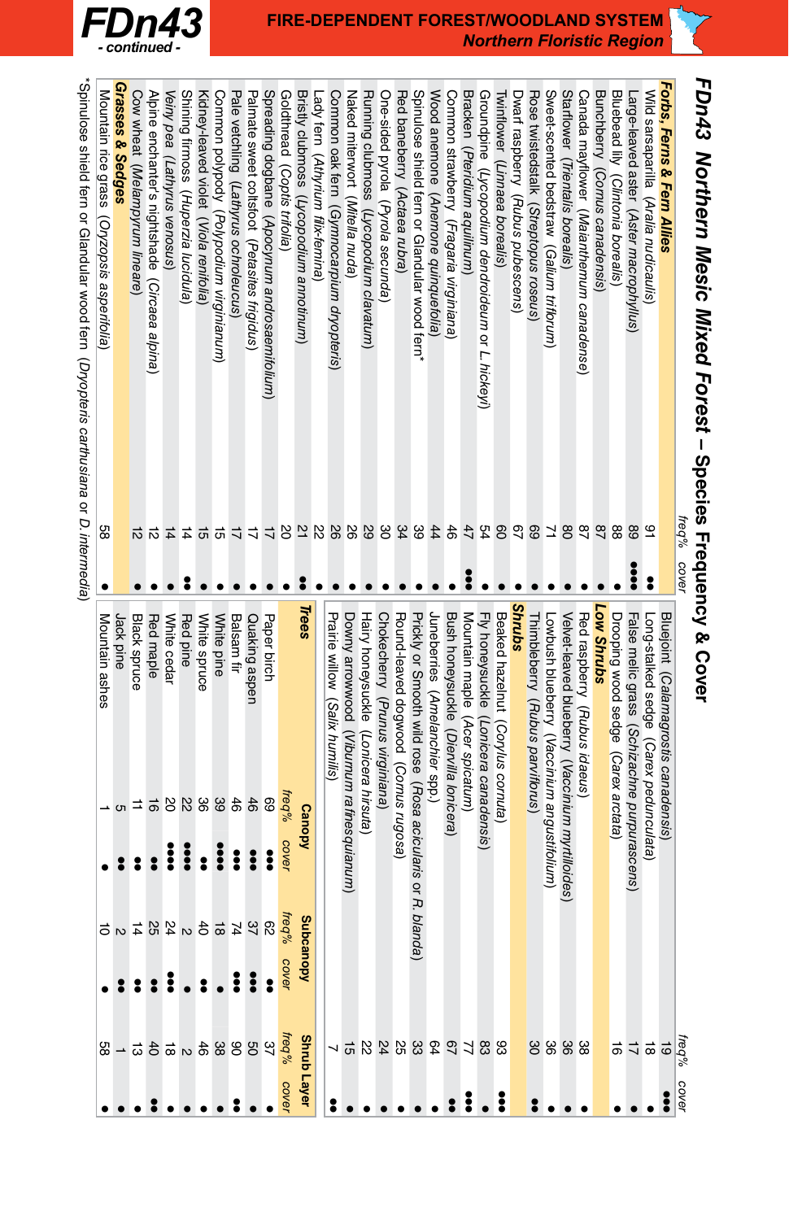# FDn43 Northern Mesic Mixed Forest – Species Frequency & Cover

| Forbs, Ferns & Fern Allies | freq% | cover |
|---|---|---|
| Wild sarsaparilla (*Aralia nudicaulis*) | 91 | •• |
| Large-leaved aster (*Aster macrophyllus*) | 89 | •••• |
| Bluebead lily (*Clintonia borealis*) | 88 | • |
| Bunchberry (*Cornus canadensis*) | 87 | • |
| Canada mayflower (*Maianthemum canadense*) | 87 | • |
| Starflower (*Trientalis borealis*) | 80 | • |
| Sweet-scented bedstraw (*Galium triflorum*) | 71 | • |
| Rose twistedstalk (*Streptopus roseus*) | 69 | • |
| Dwarf raspberry (*Rubus pubescens*) | 67 | • |
| Twinflower (*Linnaea borealis*) | 60 | • |
| Groundpine (*Lycopodium dendroideum* or *L. hickeyi*) | 54 | • |
| Bracken (*Pteridium aquilinum*) | 47 | ••• |
| Common strawberry (*Fragaria virginiana*) | 46 | • |
| Wood anemone (*Anemone quinquefolia*) | 44 | • |
| Spinulose shield fern or Glandular wood fern* | 39 | • |
| Red baneberry (*Actaea rubra*) | 34 | • |
| One-sided pyrola (*Pyrola secunda*) | 30 | • |
| Running clubmoss (*Lycopodium clavatum*) | 29 | • |
| Naked miterwort (*Mitella nuda*) | 26 | • |
| Common oak fern (*Gymnocarpium dryopteris*) | 26 | • |
| Lady fern (*Athyrium filix-femina*) | 22 | • |
| Bristly clubmoss (*Lycopodium annotinum*) | 21 | •• |
| Goldthread (*Coptis trifolia*) | 20 | • |
| Spreading dogbane (*Apocynum androsaemifolium*) | 17 | • |
| Palmate sweet coltsfoot (*Petasites frigidus*) | 17 | • |
| Pale vetchling (*Lathyrus ochroleucus*) | 17 | • |
| Common polypody (*Polypodium virginianum*) | 15 | • |
| Kidney-leaved violet (*Viola renifolia*) | 15 | • |
| Shining firmoss (*Huperzia lucidula*) | 14 | •• |
| *Veiny pea (Lathyrus venosus)* | 14 | • |
| Alpine enchanter's nightshade (*Circaea alpina*) | 12 | • |
| Cow wheat (*Melampyrum lineare*) | 12 | • |
| **Grasses & Sedges** | | |
| Mountain rice grass (*Oryzopsis asperifolia*) | 58 | • |
| Bluejoint (*Calamagrostis canadensis*) | 19 | ••• |
| Long-stalked sedge (*Carex pedunculata*) | 18 | • |
| False melic grass (*Schizachne purpurascens*) | 17 | • |
| Drooping wood sedge (*Carex arctata*) | 16 | • |
| **Low Shrubs** | | |
| Red raspberry (*Rubus idaeus*) | 38 | • |
| Velvet-leaved blueberry (*Vaccinium myrtilloides*) | 36 | • |
| Lowbush blueberry (*Vaccinium angustifolium*) | 36 | • |
| Thimbleberry (*Rubus parviflorus*) | 30 | •• |
| **Shrubs** | | |
| Beaked hazelnut (*Corylus cornuta*) | 93 | ••• |
| Fly honeysuckle (*Lonicera canadensis*) | 83 | • |
| Mountain maple (*Acer spicatum*) | 77 | ••• |
| Bush honeysuckle (*Diervilla lonicera*) | 67 | •• |
| Juneberries (*Amelanchier* spp.) | 64 | • |
| Prickly or Smooth wild rose (*Rosa acicularis* or *R. blanda*) | 33 | • |
| Round-leaved dogwood (*Cornus rugosa*) | 25 | • |
| Chokecherry (*Prunus virginiana*) | 24 | • |
| Hairy honeysuckle (*Lonicera hirsuta*) | 22 | • |
| Downy arrowwood (*Viburnum rafinesquianum*) | 15 | • |
| Prairie willow (*Salix humilis*) | 7 | •• |

| Trees | Canopy | | Subcanopy | | Shrub Layer | |
|---|---|---|---|---|---|---|
| | freq% | cover | freq% | cover | freq% | cover |
| Paper birch | 69 | ••• | 62 | •• | 37 | • |
| Quaking aspen | 46 | ••• | 37 | ••• | 50 | • |
| Balsam fir | 46 | ••• | 74 | ••• | 90 | •• |
| White pine | 39 | •••• | 18 | • | 38 | • |
| White spruce | 36 | •• | 40 | •• | 46 | • |
| Red pine | 22 | •••• | 2 | • | 2 | • |
| White cedar | 20 | •••• | 24 | ••• | 18 | • |
| Red maple | 16 | •• | 25 | •• | 40 | •• |
| Black spruce | 11 | •• | 14 | •• | 13 | • |
| Jack pine | 5 | •• | 2 | •• | 1 | • |
| Mountain ashes | 1 | • | 10 | • | 58 | • |

*Spinulose shield fern or Glandular wood fern (*Dryopteris carthusiana* or *D. intermedia*)